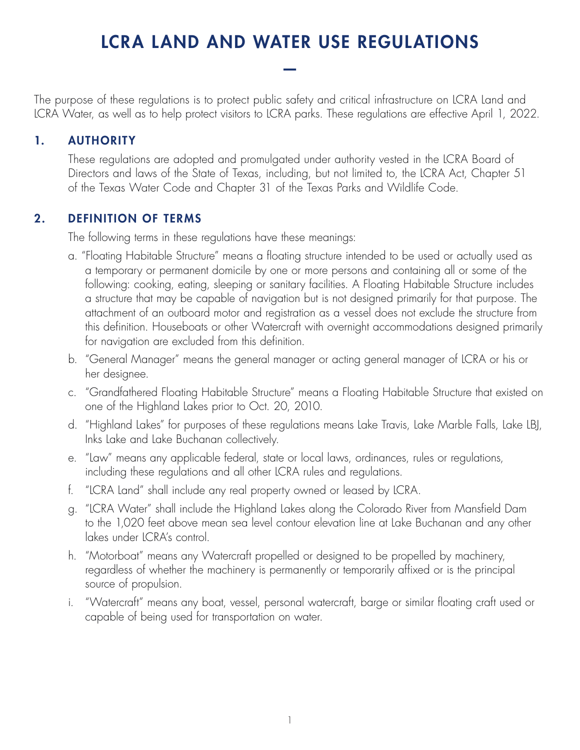# LCRA LAND AND WATER USE REGULATIONS

The purpose of these regulations is to protect public safety and critical infrastructure on LCRA Land and LCRA Water, as well as to help protect visitors to LCRA parks. These regulations are effective April 1, 2022.

## 1. AUTHORITY

These regulations are adopted and promulgated under authority vested in the LCRA Board of Directors and laws of the State of Texas, including, but not limited to, the LCRA Act, Chapter 51 of the Texas Water Code and Chapter 31 of the Texas Parks and Wildlife Code.

## 2. DEFINITION OF TERMS

The following terms in these regulations have these meanings:

a. "Floating Habitable Structure" means a floating structure intended to be used or actually used as a temporary or permanent domicile by one or more persons and containing all or some of the following: cooking, eating, sleeping or sanitary facilities. A Floating Habitable Structure includes a structure that may be capable of navigation but is not designed primarily for that purpose. The attachment of an outboard motor and registration as a vessel does not exclude the structure from this definition. Houseboats or other Watercraft with overnight accommodations designed primarily for navigation are excluded from this definition.

b. "General Manager" means the general manager or acting general manager of LCRA or his or her designee.

c. "Grandfathered Floating Habitable Structure" means a Floating Habitable Structure that existed on one of the Highland Lakes prior to Oct. 20, 2010.

d. "Highland Lakes" for purposes of these regulations means Lake Travis, Lake Marble Falls, Lake LBJ, Inks Lake and Lake Buchanan collectively.

e. "Law" means any applicable federal, state or local laws, ordinances, rules or regulations, including these regulations and all other LCRA rules and regulations.

f. "LCRA Land" shall include any real property owned or leased by LCRA.

g. "LCRA Water" shall include the Highland Lakes along the Colorado River from Mansfield Dam to the 1,020 feet above mean sea level contour elevation line at Lake Buchanan and any other lakes under LCRA's control.

h. "Motorboat" means any Watercraft propelled or designed to be propelled by machinery, regardless of whether the machinery is permanently or temporarily affixed or is the principal source of propulsion.

i. "Watercraft" means any boat, vessel, personal watercraft, barge or similar floating craft used or capable of being used for transportation on water.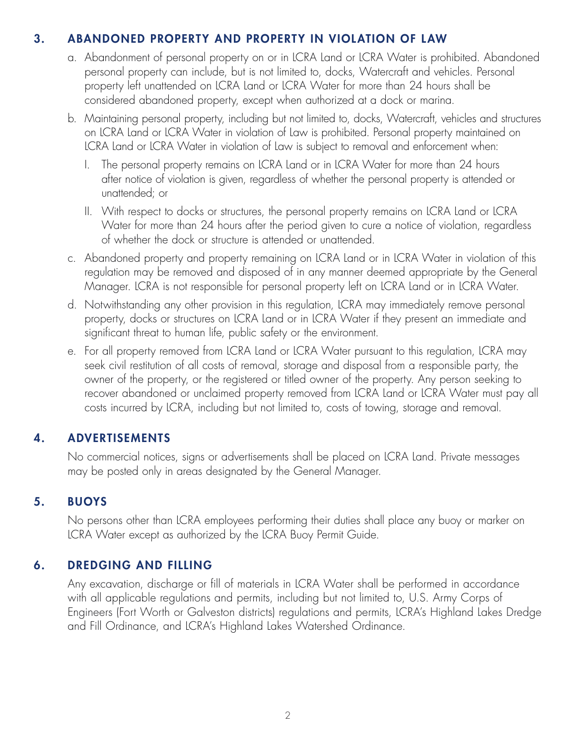## 3. ABANDONED PROPERTY AND PROPERTY IN VIOLATION OF LAW

a. Abandonment of personal property on or in LCRA Land or LCRA Water is prohibited. Abandoned personal property can include, but is not limited to, docks, Watercraft and vehicles. Personal property left unattended on LCRA Land or LCRA Water for more than 24 hours shall be considered abandoned property, except when authorized at a dock or marina.

b. Maintaining personal property, including but not limited to, docks, Watercraft, vehicles and structures on LCRA Land or LCRA Water in violation of Law is prohibited. Personal property maintained on LCRA Land or LCRA Water in violation of Law is subject to removal and enforcement when:

   I. The personal property remains on LCRA Land or in LCRA Water for more than 24 hours after notice of violation is given, regardless of whether the personal property is attended or unattended; or

   II. With respect to docks or structures, the personal property remains on LCRA Land or LCRA Water for more than 24 hours after the period given to cure a notice of violation, regardless of whether the dock or structure is attended or unattended.

c. Abandoned property and property remaining on LCRA Land or in LCRA Water in violation of this regulation may be removed and disposed of in any manner deemed appropriate by the General Manager. LCRA is not responsible for personal property left on LCRA Land or in LCRA Water.

d. Notwithstanding any other provision in this regulation, LCRA may immediately remove personal property, docks or structures on LCRA Land or in LCRA Water if they present an immediate and significant threat to human life, public safety or the environment.

e. For all property removed from LCRA Land or LCRA Water pursuant to this regulation, LCRA may seek civil restitution of all costs of removal, storage and disposal from a responsible party, the owner of the property, or the registered or titled owner of the property. Any person seeking to recover abandoned or unclaimed property removed from LCRA Land or LCRA Water must pay all costs incurred by LCRA, including but not limited to, costs of towing, storage and removal.

## 4. ADVERTISEMENTS

No commercial notices, signs or advertisements shall be placed on LCRA Land. Private messages may be posted only in areas designated by the General Manager.

## 5. BUOYS

No persons other than LCRA employees performing their duties shall place any buoy or marker on LCRA Water except as authorized by the LCRA Buoy Permit Guide.

## 6. DREDGING AND FILLING

Any excavation, discharge or fill of materials in LCRA Water shall be performed in accordance with all applicable regulations and permits, including but not limited to, U.S. Army Corps of Engineers (Fort Worth or Galveston districts) regulations and permits, LCRA's Highland Lakes Dredge and Fill Ordinance, and LCRA's Highland Lakes Watershed Ordinance.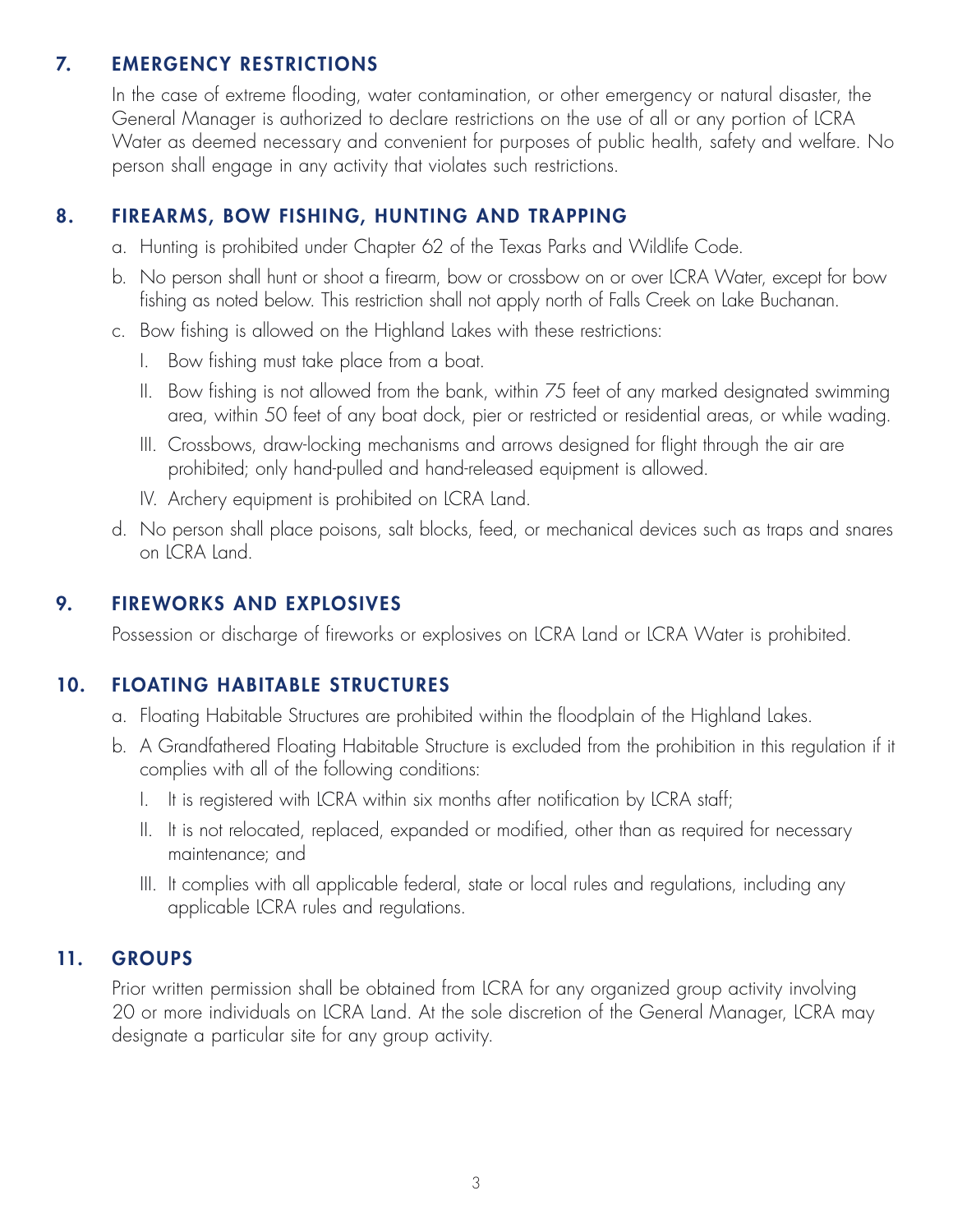## 7. EMERGENCY RESTRICTIONS

In the case of extreme flooding, water contamination, or other emergency or natural disaster, the General Manager is authorized to declare restrictions on the use of all or any portion of LCRA Water as deemed necessary and convenient for purposes of public health, safety and welfare. No person shall engage in any activity that violates such restrictions.

## 8. FIREARMS, BOW FISHING, HUNTING AND TRAPPING

a. Hunting is prohibited under Chapter 62 of the Texas Parks and Wildlife Code.

b. No person shall hunt or shoot a firearm, bow or crossbow on or over LCRA Water, except for bow fishing as noted below. This restriction shall not apply north of Falls Creek on Lake Buchanan.

c. Bow fishing is allowed on the Highland Lakes with these restrictions:

   I. Bow fishing must take place from a boat.

   II. Bow fishing is not allowed from the bank, within 75 feet of any marked designated swimming area, within 50 feet of any boat dock, pier or restricted or residential areas, or while wading.

   III. Crossbows, draw-locking mechanisms and arrows designed for flight through the air are prohibited; only hand-pulled and hand-released equipment is allowed.

   IV. Archery equipment is prohibited on LCRA Land.

d. No person shall place poisons, salt blocks, feed, or mechanical devices such as traps and snares on LCRA Land.

## 9. FIREWORKS AND EXPLOSIVES

Possession or discharge of fireworks or explosives on LCRA Land or LCRA Water is prohibited.

## 10. FLOATING HABITABLE STRUCTURES

a. Floating Habitable Structures are prohibited within the floodplain of the Highland Lakes.

b. A Grandfathered Floating Habitable Structure is excluded from the prohibition in this regulation if it complies with all of the following conditions:

   I. It is registered with LCRA within six months after notification by LCRA staff;

   II. It is not relocated, replaced, expanded or modified, other than as required for necessary maintenance; and

   III. It complies with all applicable federal, state or local rules and regulations, including any applicable LCRA rules and regulations.

## 11. GROUPS

Prior written permission shall be obtained from LCRA for any organized group activity involving 20 or more individuals on LCRA Land. At the sole discretion of the General Manager, LCRA may designate a particular site for any group activity.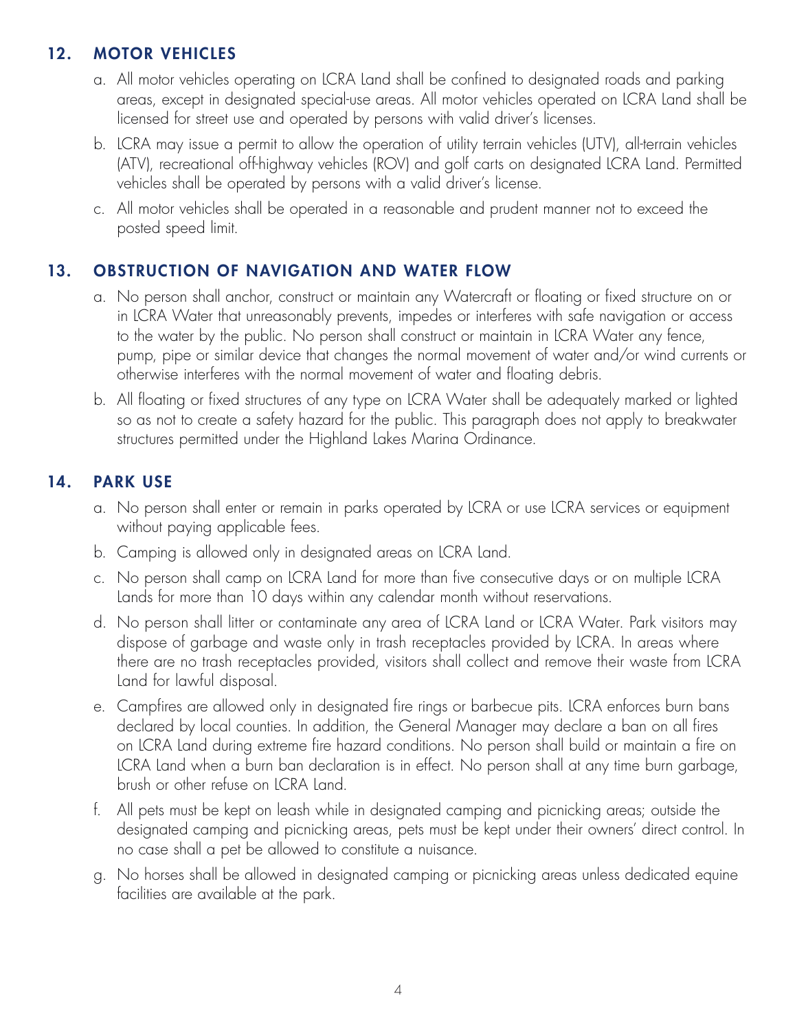## 12. MOTOR VEHICLES

a. All motor vehicles operating on LCRA Land shall be confined to designated roads and parking areas, except in designated special-use areas. All motor vehicles operated on LCRA Land shall be licensed for street use and operated by persons with valid driver's licenses.

b. LCRA may issue a permit to allow the operation of utility terrain vehicles (UTV), all-terrain vehicles (ATV), recreational off-highway vehicles (ROV) and golf carts on designated LCRA Land. Permitted vehicles shall be operated by persons with a valid driver's license.

c. All motor vehicles shall be operated in a reasonable and prudent manner not to exceed the posted speed limit.

## 13. OBSTRUCTION OF NAVIGATION AND WATER FLOW

a. No person shall anchor, construct or maintain any Watercraft or floating or fixed structure on or in LCRA Water that unreasonably prevents, impedes or interferes with safe navigation or access to the water by the public. No person shall construct or maintain in LCRA Water any fence, pump, pipe or similar device that changes the normal movement of water and/or wind currents or otherwise interferes with the normal movement of water and floating debris.

b. All floating or fixed structures of any type on LCRA Water shall be adequately marked or lighted so as not to create a safety hazard for the public. This paragraph does not apply to breakwater structures permitted under the Highland Lakes Marina Ordinance.

## 14. PARK USE

a. No person shall enter or remain in parks operated by LCRA or use LCRA services or equipment without paying applicable fees.

b. Camping is allowed only in designated areas on LCRA Land.

c. No person shall camp on LCRA Land for more than five consecutive days or on multiple LCRA Lands for more than 10 days within any calendar month without reservations.

d. No person shall litter or contaminate any area of LCRA Land or LCRA Water. Park visitors may dispose of garbage and waste only in trash receptacles provided by LCRA. In areas where there are no trash receptacles provided, visitors shall collect and remove their waste from LCRA Land for lawful disposal.

e. Campfires are allowed only in designated fire rings or barbecue pits. LCRA enforces burn bans declared by local counties. In addition, the General Manager may declare a ban on all fires on LCRA Land during extreme fire hazard conditions. No person shall build or maintain a fire on LCRA Land when a burn ban declaration is in effect. No person shall at any time burn garbage, brush or other refuse on LCRA Land.

f. All pets must be kept on leash while in designated camping and picnicking areas; outside the designated camping and picnicking areas, pets must be kept under their owners' direct control. In no case shall a pet be allowed to constitute a nuisance.

g. No horses shall be allowed in designated camping or picnicking areas unless dedicated equine facilities are available at the park.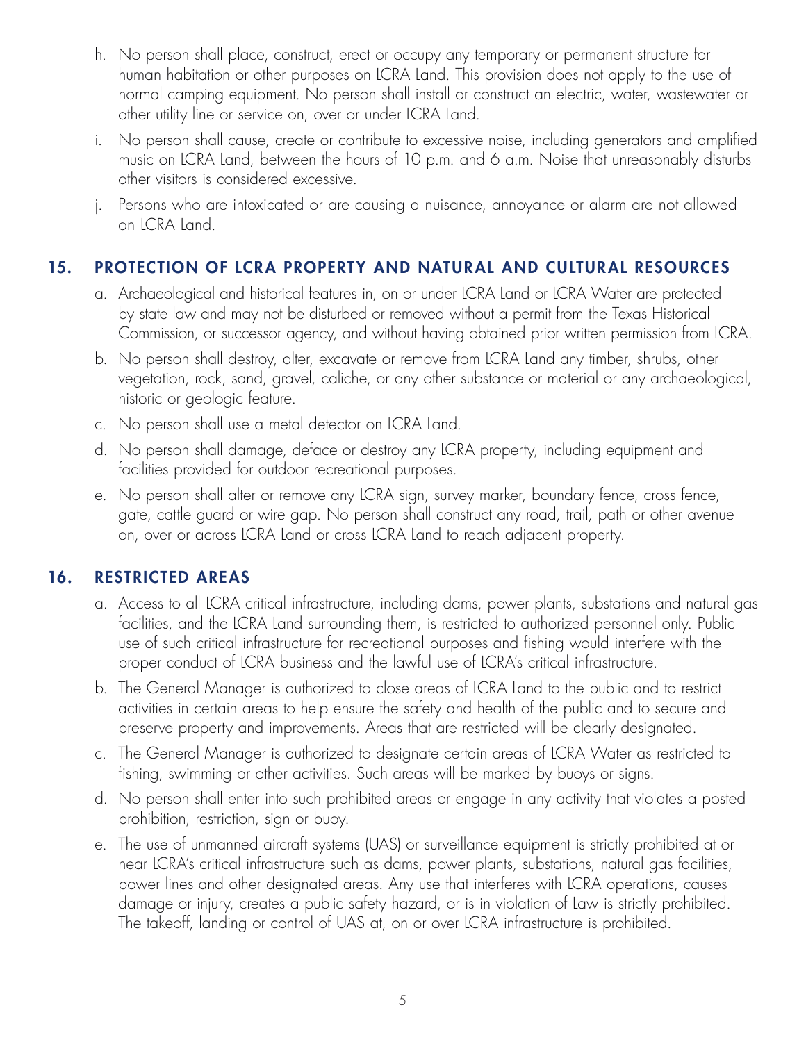h. No person shall place, construct, erect or occupy any temporary or permanent structure for human habitation or other purposes on LCRA Land. This provision does not apply to the use of normal camping equipment. No person shall install or construct an electric, water, wastewater or other utility line or service on, over or under LCRA Land.

i. No person shall cause, create or contribute to excessive noise, including generators and amplified music on LCRA Land, between the hours of 10 p.m. and 6 a.m. Noise that unreasonably disturbs other visitors is considered excessive.

j. Persons who are intoxicated or are causing a nuisance, annoyance or alarm are not allowed on LCRA Land.

## 15. PROTECTION OF LCRA PROPERTY AND NATURAL AND CULTURAL RESOURCES

a. Archaeological and historical features in, on or under LCRA Land or LCRA Water are protected by state law and may not be disturbed or removed without a permit from the Texas Historical Commission, or successor agency, and without having obtained prior written permission from LCRA.

b. No person shall destroy, alter, excavate or remove from LCRA Land any timber, shrubs, other vegetation, rock, sand, gravel, caliche, or any other substance or material or any archaeological, historic or geologic feature.

c. No person shall use a metal detector on LCRA Land.

d. No person shall damage, deface or destroy any LCRA property, including equipment and facilities provided for outdoor recreational purposes.

e. No person shall alter or remove any LCRA sign, survey marker, boundary fence, cross fence, gate, cattle guard or wire gap. No person shall construct any road, trail, path or other avenue on, over or across LCRA Land or cross LCRA Land to reach adjacent property.

## 16. RESTRICTED AREAS

a. Access to all LCRA critical infrastructure, including dams, power plants, substations and natural gas facilities, and the LCRA Land surrounding them, is restricted to authorized personnel only. Public use of such critical infrastructure for recreational purposes and fishing would interfere with the proper conduct of LCRA business and the lawful use of LCRA's critical infrastructure.

b. The General Manager is authorized to close areas of LCRA Land to the public and to restrict activities in certain areas to help ensure the safety and health of the public and to secure and preserve property and improvements. Areas that are restricted will be clearly designated.

c. The General Manager is authorized to designate certain areas of LCRA Water as restricted to fishing, swimming or other activities. Such areas will be marked by buoys or signs.

d. No person shall enter into such prohibited areas or engage in any activity that violates a posted prohibition, restriction, sign or buoy.

e. The use of unmanned aircraft systems (UAS) or surveillance equipment is strictly prohibited at or near LCRA's critical infrastructure such as dams, power plants, substations, natural gas facilities, power lines and other designated areas. Any use that interferes with LCRA operations, causes damage or injury, creates a public safety hazard, or is in violation of Law is strictly prohibited. The takeoff, landing or control of UAS at, on or over LCRA infrastructure is prohibited.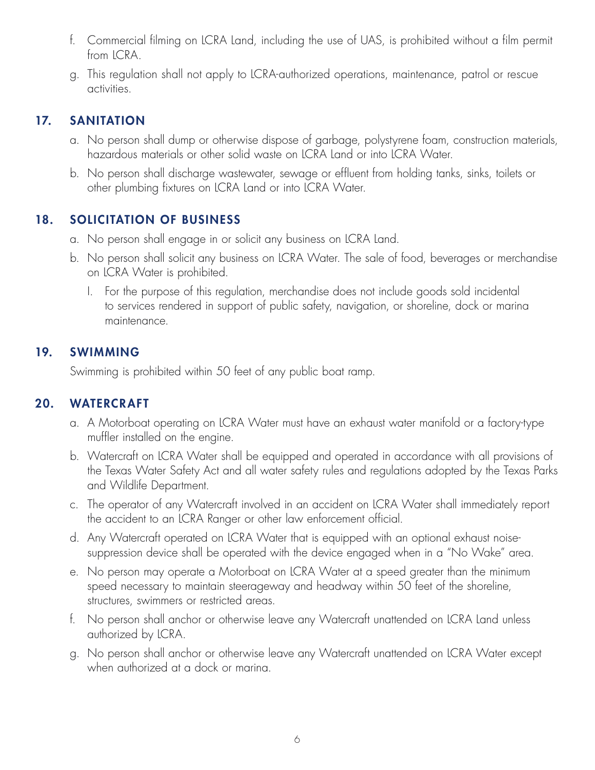f. Commercial filming on LCRA Land, including the use of UAS, is prohibited without a film permit from LCRA.

g. This regulation shall not apply to LCRA-authorized operations, maintenance, patrol or rescue activities.

## 17. SANITATION

a. No person shall dump or otherwise dispose of garbage, polystyrene foam, construction materials, hazardous materials or other solid waste on LCRA Land or into LCRA Water.

b. No person shall discharge wastewater, sewage or effluent from holding tanks, sinks, toilets or other plumbing fixtures on LCRA Land or into LCRA Water.

## 18. SOLICITATION OF BUSINESS

a. No person shall engage in or solicit any business on LCRA Land.

b. No person shall solicit any business on LCRA Water. The sale of food, beverages or merchandise on LCRA Water is prohibited.

   I. For the purpose of this regulation, merchandise does not include goods sold incidental to services rendered in support of public safety, navigation, or shoreline, dock or marina maintenance.

## 19. SWIMMING

Swimming is prohibited within 50 feet of any public boat ramp.

## 20. WATERCRAFT

a. A Motorboat operating on LCRA Water must have an exhaust water manifold or a factory-type muffler installed on the engine.

b. Watercraft on LCRA Water shall be equipped and operated in accordance with all provisions of the Texas Water Safety Act and all water safety rules and regulations adopted by the Texas Parks and Wildlife Department.

c. The operator of any Watercraft involved in an accident on LCRA Water shall immediately report the accident to an LCRA Ranger or other law enforcement official.

d. Any Watercraft operated on LCRA Water that is equipped with an optional exhaust noise-suppression device shall be operated with the device engaged when in a "No Wake" area.

e. No person may operate a Motorboat on LCRA Water at a speed greater than the minimum speed necessary to maintain steerageway and headway within 50 feet of the shoreline, structures, swimmers or restricted areas.

f. No person shall anchor or otherwise leave any Watercraft unattended on LCRA Land unless authorized by LCRA.

g. No person shall anchor or otherwise leave any Watercraft unattended on LCRA Water except when authorized at a dock or marina.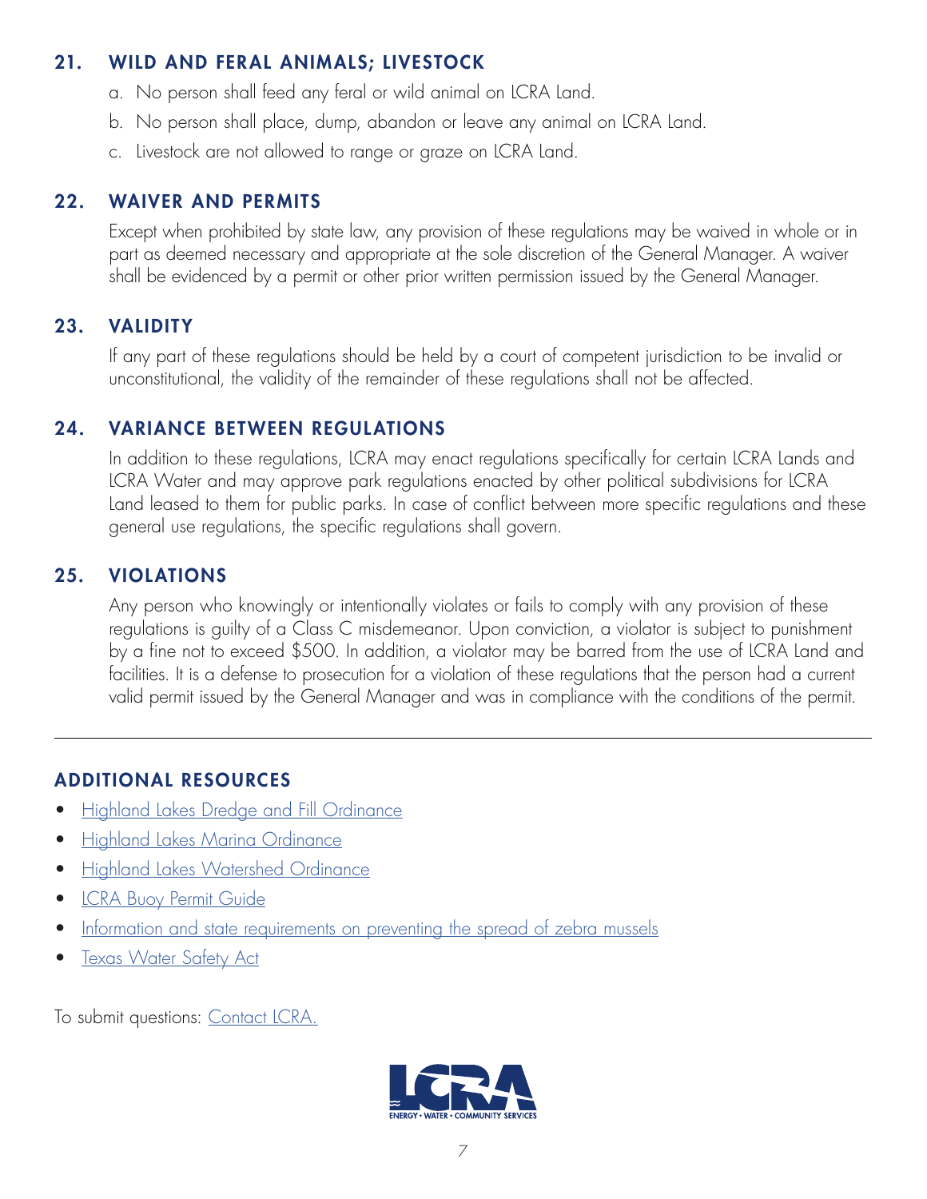## 21. WILD AND FERAL ANIMALS; LIVESTOCK

a. No person shall feed any feral or wild animal on LCRA Land.

b. No person shall place, dump, abandon or leave any animal on LCRA Land.

c. Livestock are not allowed to range or graze on LCRA Land.

## 22. WAIVER AND PERMITS

Except when prohibited by state law, any provision of these regulations may be waived in whole or in part as deemed necessary and appropriate at the sole discretion of the General Manager. A waiver shall be evidenced by a permit or other prior written permission issued by the General Manager.

## 23. VALIDITY

If any part of these regulations should be held by a court of competent jurisdiction to be invalid or unconstitutional, the validity of the remainder of these regulations shall not be affected.

## 24. VARIANCE BETWEEN REGULATIONS

In addition to these regulations, LCRA may enact regulations specifically for certain LCRA Lands and LCRA Water and may approve park regulations enacted by other political subdivisions for LCRA Land leased to them for public parks. In case of conflict between more specific regulations and these general use regulations, the specific regulations shall govern.

## 25. VIOLATIONS

Any person who knowingly or intentionally violates or fails to comply with any provision of these regulations is guilty of a Class C misdemeanor. Upon conviction, a violator is subject to punishment by a fine not to exceed $500. In addition, a violator may be barred from the use of LCRA Land and facilities. It is a defense to prosecution for a violation of these regulations that the person had a current valid permit issued by the General Manager and was in compliance with the conditions of the permit.

---

## ADDITIONAL RESOURCES

- Highland Lakes Dredge and Fill Ordinance
- Highland Lakes Marina Ordinance
- Highland Lakes Watershed Ordinance
- LCRA Buoy Permit Guide
- Information and state requirements on preventing the spread of zebra mussels
- Texas Water Safety Act

To submit questions: Contact LCRA.

LCRA
ENERGY • WATER • COMMUNITY SERVICES